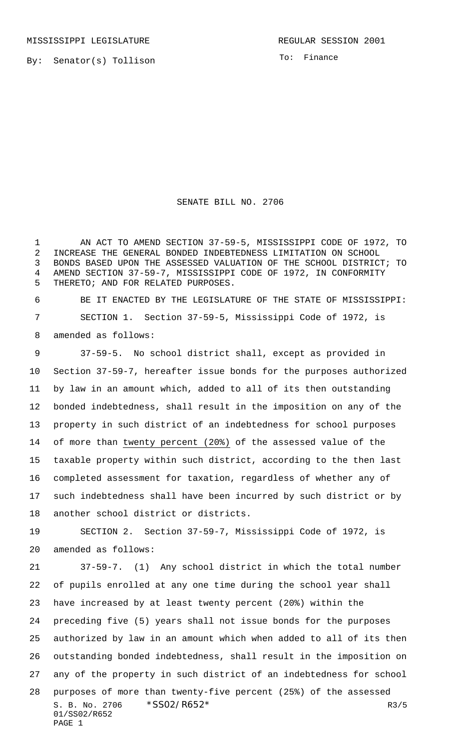MISSISSIPPI LEGISLATURE REGULAR SESSION 2001

By: Senator(s) Tollison

To: Finance

# SENATE BILL NO. 2706

AN ACT TO AMEND SECTION 37-59-5, MISSISSIPPI CODE OF 1972, TO INCREASE THE GENERAL BONDED INDEBTEDNESS LIMITATION ON SCHOOL BONDS BASED UPON THE ASSESSED VALUATION OF THE SCHOOL DISTRICT; TO AMEND SECTION 37-59-7, MISSISSIPPI CODE OF 1972, IN CONFORMITY THERETO; AND FOR RELATED PURPOSES.

BE IT ENACTED BY THE LEGISLATURE OF THE STATE OF MISSISSIPPI:

SECTION 1. Section 37-59-5, Mississippi Code of 1972, is amended as follows:

37-59-5. No school district shall, except as provided in Section 37-59-7, hereafter issue bonds for the purposes authorized by law in an amount which, added to all of its then outstanding bonded indebtedness, shall result in the imposition on any of the property in such district of an indebtedness for school purposes of more than <u>twenty percent (20%)</u> of the assessed value of the taxable property within such district, according to the then last completed assessment for taxation, regardless of whether any of such indebtedness shall have been incurred by such district or by another school district or districts.

SECTION 2. Section 37-59-7, Mississippi Code of 1972, is amended as follows:

37-59-7. (1) Any school district in which the total number of pupils enrolled at any one time during the school year shall have increased by at least twenty percent (20%) within the preceding five (5) years shall not issue bonds for the purposes authorized by law in an amount which when added to all of its then outstanding bonded indebtedness, shall result in the imposition on any of the property in such district of an indebtedness for school purposes of more than twenty-five percent (25%) of the assessed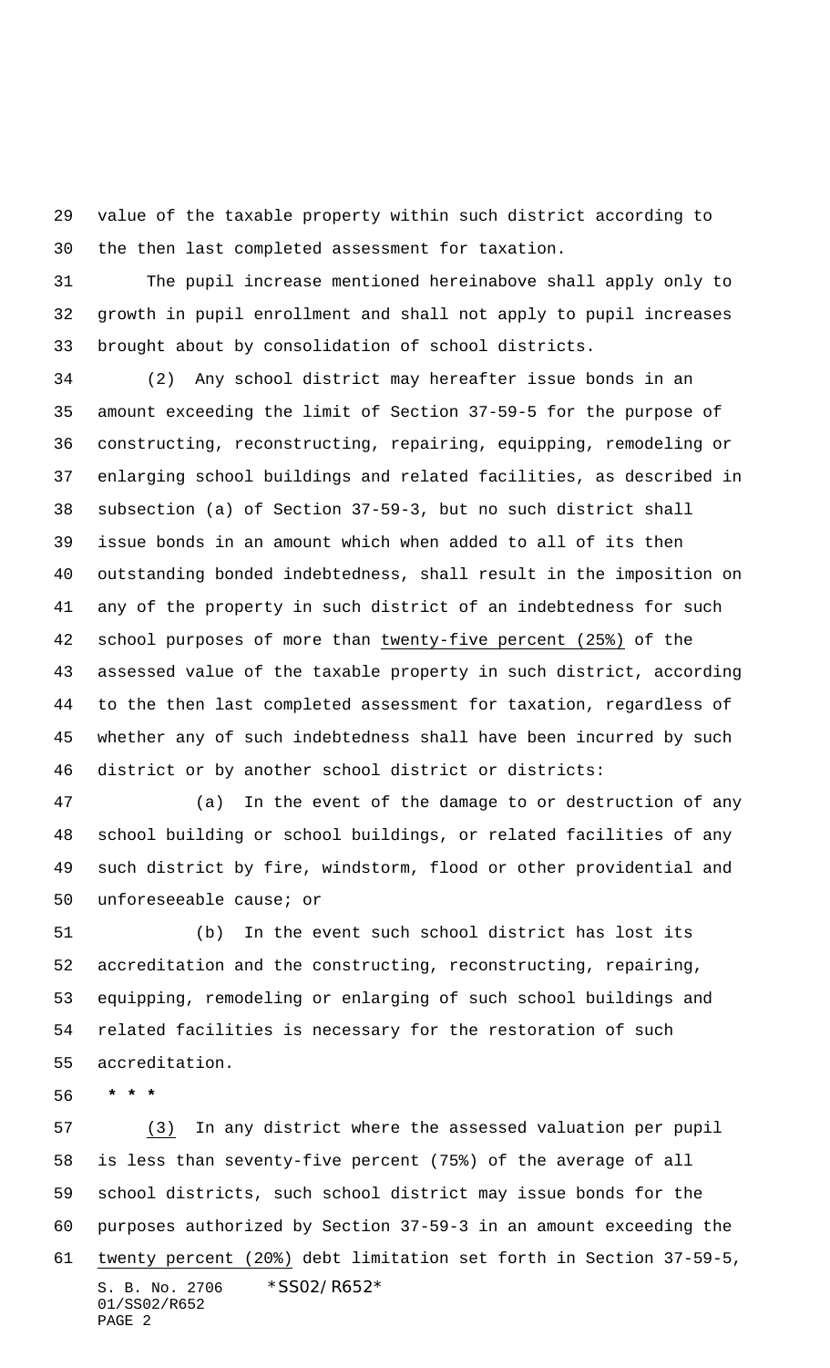value of the taxable property within such district according to the then last completed assessment for taxation.

The pupil increase mentioned hereinabove shall apply only to growth in pupil enrollment and shall not apply to pupil increases brought about by consolidation of school districts.

(2) Any school district may hereafter issue bonds in an amount exceeding the limit of Section 37-59-5 for the purpose of constructing, reconstructing, repairing, equipping, remodeling or enlarging school buildings and related facilities, as described in subsection (a) of Section 37-59-3, but no such district shall issue bonds in an amount which when added to all of its then outstanding bonded indebtedness, shall result in the imposition on any of the property in such district of an indebtedness for such school purposes of more than twenty-five percent (25%) of the assessed value of the taxable property in such district, according to the then last completed assessment for taxation, regardless of whether any of such indebtedness shall have been incurred by such district or by another school district or districts:

(a) In the event of the damage to or destruction of any school building or school buildings, or related facilities of any such district by fire, windstorm, flood or other providential and unforeseeable cause; or

(b) In the event such school district has lost its accreditation and the constructing, reconstructing, repairing, equipping, remodeling or enlarging of such school buildings and related facilities is necessary for the restoration of such accreditation.

\* \* \*

(3) In any district where the assessed valuation per pupil is less than seventy-five percent (75%) of the average of all school districts, such school district may issue bonds for the purposes authorized by Section 37-59-3 in an amount exceeding the twenty percent (20%) debt limitation set forth in Section 37-59-5,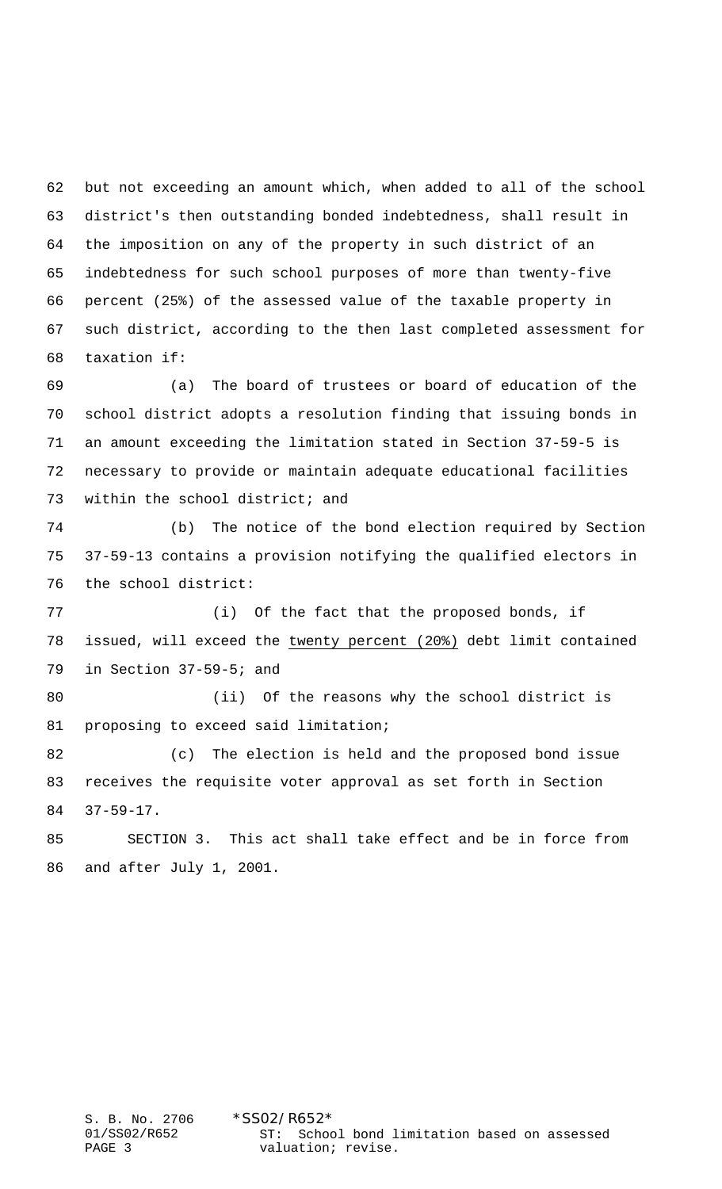but not exceeding an amount which, when added to all of the school district's then outstanding bonded indebtedness, shall result in the imposition on any of the property in such district of an indebtedness for such school purposes of more than twenty-five percent (25%) of the assessed value of the taxable property in such district, according to the then last completed assessment for taxation if:

(a) The board of trustees or board of education of the school district adopts a resolution finding that issuing bonds in an amount exceeding the limitation stated in Section 37-59-5 is necessary to provide or maintain adequate educational facilities within the school district; and

(b) The notice of the bond election required by Section 37-59-13 contains a provision notifying the qualified electors in the school district:

(i) Of the fact that the proposed bonds, if issued, will exceed the twenty percent (20%) debt limit contained in Section 37-59-5; and

(ii) Of the reasons why the school district is proposing to exceed said limitation;

(c) The election is held and the proposed bond issue receives the requisite voter approval as set forth in Section 37-59-17.

SECTION 3. This act shall take effect and be in force from and after July 1, 2001.